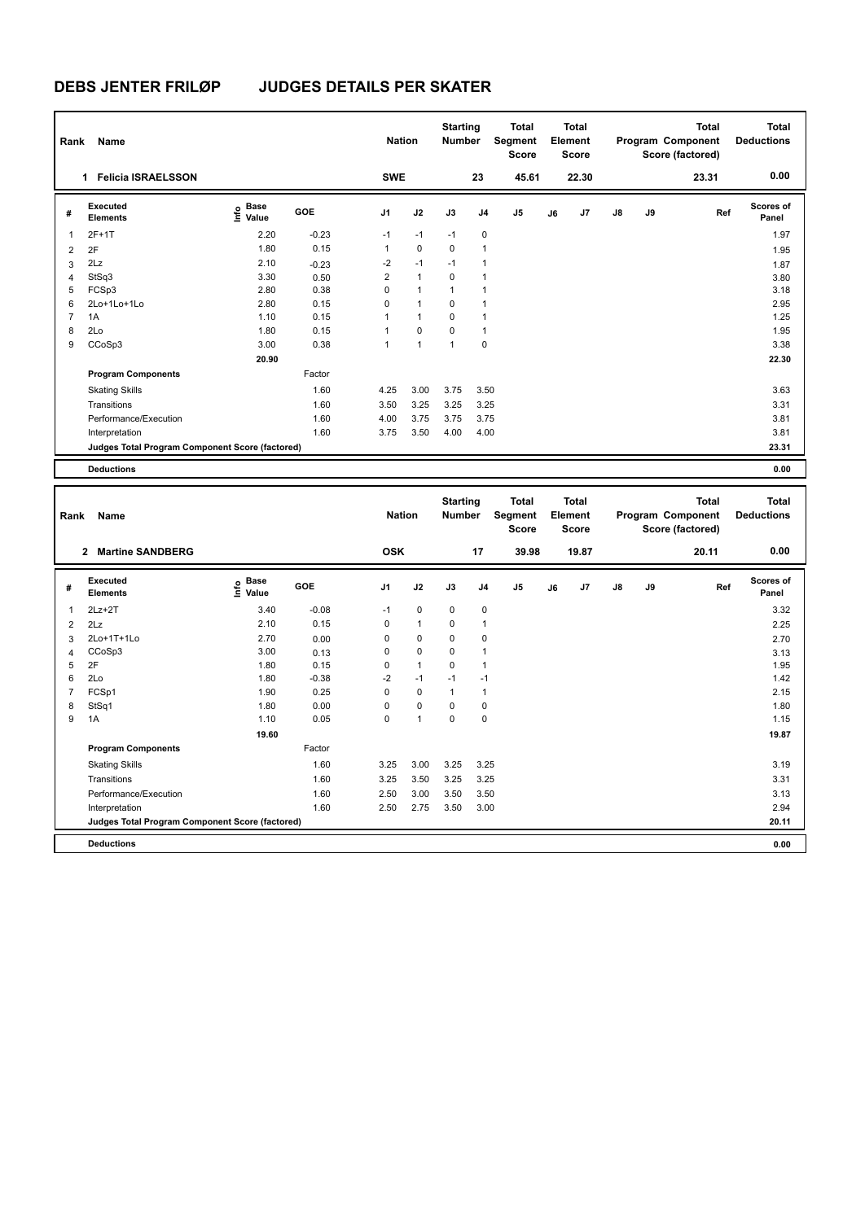# DEBS JENTER FRILØP JUDGES DETAILS PER SKATER

| Rank | Name | Nation | Starting Number | Total Segment Score | Total Element Score | Total Program Component Score (factored) | Total Deductions |
|---|---|---|---|---|---|---|---|
| 1 | Felicia ISRAELSSON | SWE | 23 | 45.61 | 22.30 | 23.31 | 0.00 |

| # | Executed Elements | Info | Base Value | GOE | J1 | J2 | J3 | J4 | J5 | J6 | J7 | J8 | J9 | Ref | Scores of Panel |
|---|---|---|---|---|---|---|---|---|---|---|---|---|---|---|---|
| 1 | 2F+1T | | 2.20 | -0.23 | -1 | -1 | -1 | 0 | | | | | | | 1.97 |
| 2 | 2F | | 1.80 | 0.15 | 1 | 0 | 0 | 1 | | | | | | | 1.95 |
| 3 | 2Lz | | 2.10 | -0.23 | -2 | -1 | -1 | 1 | | | | | | | 1.87 |
| 4 | StSq3 | | 3.30 | 0.50 | 2 | 1 | 0 | 1 | | | | | | | 3.80 |
| 5 | FCSp3 | | 2.80 | 0.38 | 0 | 1 | 1 | 1 | | | | | | | 3.18 |
| 6 | 2Lo+1Lo+1Lo | | 2.80 | 0.15 | 0 | 1 | 0 | 1 | | | | | | | 2.95 |
| 7 | 1A | | 1.10 | 0.15 | 1 | 1 | 0 | 1 | | | | | | | 1.25 |
| 8 | 2Lo | | 1.80 | 0.15 | 1 | 0 | 0 | 1 | | | | | | | 1.95 |
| 9 | CCoSp3 | | 3.00 | 0.38 | 1 | 1 | 1 | 0 | | | | | | | 3.38 |
| | | | 20.90 | | | | | | | | | | | | 22.30 |
| | **Program Components** | | | Factor | | | | | | | | | | | |
| | Skating Skills | | | 1.60 | 4.25 | 3.00 | 3.75 | 3.50 | | | | | | | 3.63 |
| | Transitions | | | 1.60 | 3.50 | 3.25 | 3.25 | 3.25 | | | | | | | 3.31 |
| | Performance/Execution | | | 1.60 | 4.00 | 3.75 | 3.75 | 3.75 | | | | | | | 3.81 |
| | Interpretation | | | 1.60 | 3.75 | 3.50 | 4.00 | 4.00 | | | | | | | 3.81 |
| | **Judges Total Program Component Score (factored)** | | | | | | | | | | | | | | 23.31 |
| | **Deductions** | | | | | | | | | | | | | | 0.00 |

| Rank | Name | Nation | Starting Number | Total Segment Score | Total Element Score | Total Program Component Score (factored) | Total Deductions |
|---|---|---|---|---|---|---|---|
| 2 | Martine SANDBERG | OSK | 17 | 39.98 | 19.87 | 20.11 | 0.00 |

| # | Executed Elements | Info | Base Value | GOE | J1 | J2 | J3 | J4 | J5 | J6 | J7 | J8 | J9 | Ref | Scores of Panel |
|---|---|---|---|---|---|---|---|---|---|---|---|---|---|---|---|
| 1 | 2Lz+2T | | 3.40 | -0.08 | -1 | 0 | 0 | 0 | | | | | | | 3.32 |
| 2 | 2Lz | | 2.10 | 0.15 | 0 | 1 | 0 | 1 | | | | | | | 2.25 |
| 3 | 2Lo+1T+1Lo | | 2.70 | 0.00 | 0 | 0 | 0 | 0 | | | | | | | 2.70 |
| 4 | CCoSp3 | | 3.00 | 0.13 | 0 | 0 | 0 | 1 | | | | | | | 3.13 |
| 5 | 2F | | 1.80 | 0.15 | 0 | 1 | 0 | 1 | | | | | | | 1.95 |
| 6 | 2Lo | | 1.80 | -0.38 | -2 | -1 | -1 | -1 | | | | | | | 1.42 |
| 7 | FCSp1 | | 1.90 | 0.25 | 0 | 0 | 1 | 1 | | | | | | | 2.15 |
| 8 | StSq1 | | 1.80 | 0.00 | 0 | 0 | 0 | 0 | | | | | | | 1.80 |
| 9 | 1A | | 1.10 | 0.05 | 0 | 1 | 0 | 0 | | | | | | | 1.15 |
| | | | 19.60 | | | | | | | | | | | | 19.87 |
| | **Program Components** | | | Factor | | | | | | | | | | | |
| | Skating Skills | | | 1.60 | 3.25 | 3.00 | 3.25 | 3.25 | | | | | | | 3.19 |
| | Transitions | | | 1.60 | 3.25 | 3.50 | 3.25 | 3.25 | | | | | | | 3.31 |
| | Performance/Execution | | | 1.60 | 2.50 | 3.00 | 3.50 | 3.50 | | | | | | | 3.13 |
| | Interpretation | | | 1.60 | 2.50 | 2.75 | 3.50 | 3.00 | | | | | | | 2.94 |
| | **Judges Total Program Component Score (factored)** | | | | | | | | | | | | | | 20.11 |
| | **Deductions** | | | | | | | | | | | | | | 0.00 |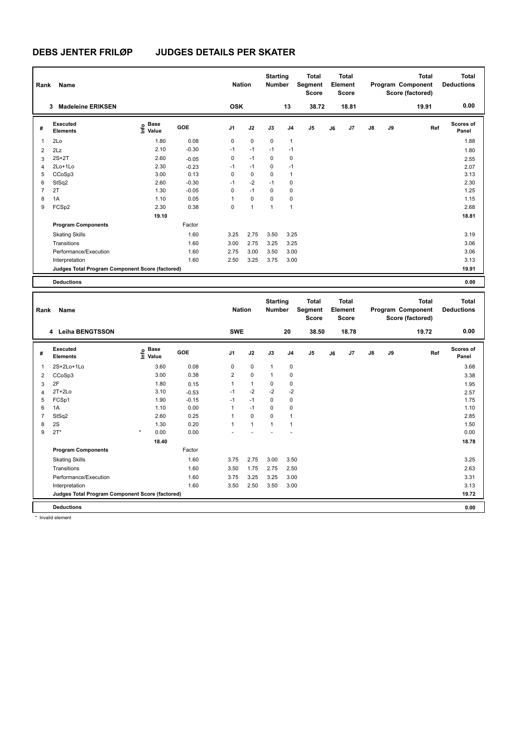# DEBS JENTER FRILØP JUDGES DETAILS PER SKATER

| Rank | Name | Nation | Starting Number | Total Segment Score | Total Element Score | Total Program Component Score (factored) | Total Deductions |
|---|---|---|---|---|---|---|---|
| 3 | Madeleine ERIKSEN | OSK | 13 | 38.72 | 18.81 | 19.91 | 0.00 |

| # | Executed Elements | Info | Base Value | GOE | J1 | J2 | J3 | J4 | J5 | J6 | J7 | J8 | J9 | Ref | Scores of Panel |
|---|---|---|---|---|---|---|---|---|---|---|---|---|---|---|---|
| 1 | 2Lo | | 1.80 | 0.08 | 0 | 0 | 0 | 1 | | | | | | | 1.88 |
| 2 | 2Lz | | 2.10 | -0.30 | -1 | -1 | -1 | -1 | | | | | | | 1.80 |
| 3 | 2S+2T | | 2.60 | -0.05 | 0 | -1 | 0 | 0 | | | | | | | 2.55 |
| 4 | 2Lo+1Lo | | 2.30 | -0.23 | -1 | -1 | 0 | -1 | | | | | | | 2.07 |
| 5 | CCoSp3 | | 3.00 | 0.13 | 0 | 0 | 0 | 1 | | | | | | | 3.13 |
| 6 | StSq2 | | 2.60 | -0.30 | -1 | -2 | -1 | 0 | | | | | | | 2.30 |
| 7 | 2T | | 1.30 | -0.05 | 0 | -1 | 0 | 0 | | | | | | | 1.25 |
| 8 | 1A | | 1.10 | 0.05 | 1 | 0 | 0 | 0 | | | | | | | 1.15 |
| 9 | FCSp2 | | 2.30 | 0.38 | 0 | 1 | 1 | 1 | | | | | | | 2.68 |
| | | | 19.10 | | | | | | | | | | | | 18.81 |
| | Program Components | | | Factor | | | | | | | | | | | |
| | Skating Skills | | | 1.60 | 3.25 | 2.75 | 3.50 | 3.25 | | | | | | | 3.19 |
| | Transitions | | | 1.60 | 3.00 | 2.75 | 3.25 | 3.25 | | | | | | | 3.06 |
| | Performance/Execution | | | 1.60 | 2.75 | 3.00 | 3.50 | 3.00 | | | | | | | 3.06 |
| | Interpretation | | | 1.60 | 2.50 | 3.25 | 3.75 | 3.00 | | | | | | | 3.13 |
| | Judges Total Program Component Score (factored) | | | | | | | | | | | | | | 19.91 |
| | Deductions | | | | | | | | | | | | | | 0.00 |

| Rank | Name | Nation | Starting Number | Total Segment Score | Total Element Score | Total Program Component Score (factored) | Total Deductions |
|---|---|---|---|---|---|---|---|
| 4 | Leiha BENGTSSON | SWE | 20 | 38.50 | 18.78 | 19.72 | 0.00 |

| # | Executed Elements | Info | Base Value | GOE | J1 | J2 | J3 | J4 | J5 | J6 | J7 | J8 | J9 | Ref | Scores of Panel |
|---|---|---|---|---|---|---|---|---|---|---|---|---|---|---|---|
| 1 | 2S+2Lo+1Lo | | 3.60 | 0.08 | 0 | 0 | 1 | 0 | | | | | | | 3.68 |
| 2 | CCoSp3 | | 3.00 | 0.38 | 2 | 0 | 1 | 0 | | | | | | | 3.38 |
| 3 | 2F | | 1.80 | 0.15 | 1 | 1 | 0 | 0 | | | | | | | 1.95 |
| 4 | 2T+2Lo | | 3.10 | -0.53 | -1 | -2 | -2 | -2 | | | | | | | 2.57 |
| 5 | FCSp1 | | 1.90 | -0.15 | -1 | -1 | 0 | 0 | | | | | | | 1.75 |
| 6 | 1A | | 1.10 | 0.00 | 1 | -1 | 0 | 0 | | | | | | | 1.10 |
| 7 | StSq2 | | 2.60 | 0.25 | 1 | 0 | 0 | 1 | | | | | | | 2.85 |
| 8 | 2S | | 1.30 | 0.20 | 1 | 1 | 1 | 1 | | | | | | | 1.50 |
| 9 | 2T* | * | 0.00 | 0.00 | - | - | - | - | | | | | | | 0.00 |
| | | | 18.40 | | | | | | | | | | | | 18.78 |
| | Program Components | | | Factor | | | | | | | | | | | |
| | Skating Skills | | | 1.60 | 3.75 | 2.75 | 3.00 | 3.50 | | | | | | | 3.25 |
| | Transitions | | | 1.60 | 3.50 | 1.75 | 2.75 | 2.50 | | | | | | | 2.63 |
| | Performance/Execution | | | 1.60 | 3.75 | 3.25 | 3.25 | 3.00 | | | | | | | 3.31 |
| | Interpretation | | | 1.60 | 3.50 | 2.50 | 3.50 | 3.00 | | | | | | | 3.13 |
| | Judges Total Program Component Score (factored) | | | | | | | | | | | | | | 19.72 |
| | Deductions | | | | | | | | | | | | | | 0.00 |

* Invalid element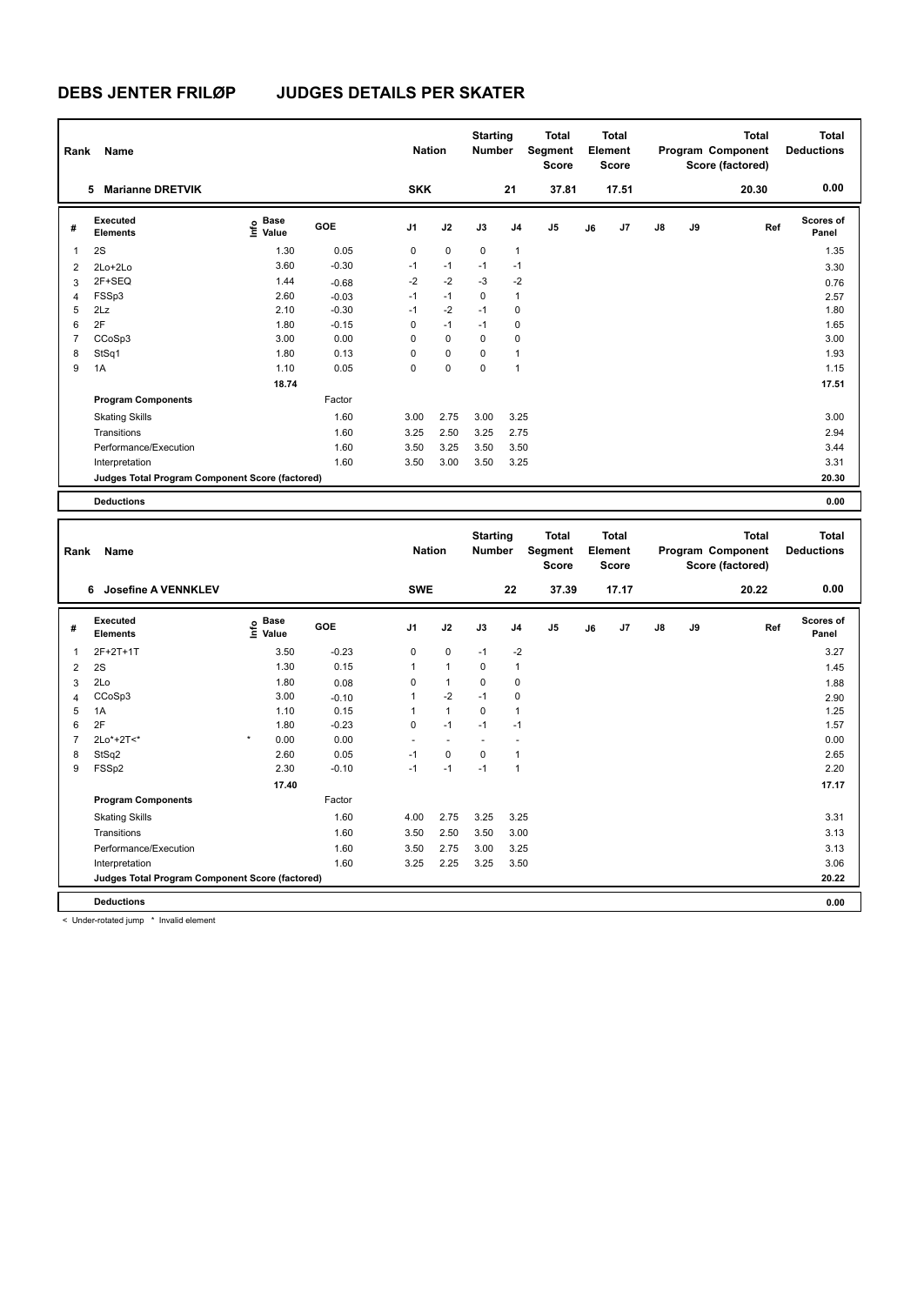# DEBS JENTER FRILØP JUDGES DETAILS PER SKATER

| Rank | Name | Nation | Starting Number | Total Segment Score | Total Element Score | Total Program Component Score (factored) | Total Deductions |
|---|---|---|---|---|---|---|---|
| 5 | Marianne DRETVIK | SKK | 21 | 37.81 | 17.51 | 20.30 | 0.00 |

| # | Executed Elements | Info | Base Value | GOE | J1 | J2 | J3 | J4 | J5 | J6 | J7 | J8 | J9 | Ref | Scores of Panel |
|---|---|---|---|---|---|---|---|---|---|---|---|---|---|---|---|
| 1 | 2S | | 1.30 | 0.05 | 0 | 0 | 0 | 1 | | | | | | | 1.35 |
| 2 | 2Lo+2Lo | | 3.60 | -0.30 | -1 | -1 | -1 | -1 | | | | | | | 3.30 |
| 3 | 2F+SEQ | | 1.44 | -0.68 | -2 | -2 | -3 | -2 | | | | | | | 0.76 |
| 4 | FSSp3 | | 2.60 | -0.03 | -1 | -1 | 0 | 1 | | | | | | | 2.57 |
| 5 | 2Lz | | 2.10 | -0.30 | -1 | -2 | -1 | 0 | | | | | | | 1.80 |
| 6 | 2F | | 1.80 | -0.15 | 0 | -1 | -1 | 0 | | | | | | | 1.65 |
| 7 | CCoSp3 | | 3.00 | 0.00 | 0 | 0 | 0 | 0 | | | | | | | 3.00 |
| 8 | StSq1 | | 1.80 | 0.13 | 0 | 0 | 0 | 1 | | | | | | | 1.93 |
| 9 | 1A | | 1.10 | 0.05 | 0 | 0 | 0 | 1 | | | | | | | 1.15 |
| | | | 18.74 | | | | | | | | | | | | 17.51 |
| | **Program Components** | | | Factor | | | | | | | | | | | |
| | Skating Skills | | | 1.60 | 3.00 | 2.75 | 3.00 | 3.25 | | | | | | | 3.00 |
| | Transitions | | | 1.60 | 3.25 | 2.50 | 3.25 | 2.75 | | | | | | | 2.94 |
| | Performance/Execution | | | 1.60 | 3.50 | 3.25 | 3.50 | 3.50 | | | | | | | 3.44 |
| | Interpretation | | | 1.60 | 3.50 | 3.00 | 3.50 | 3.25 | | | | | | | 3.31 |
| | **Judges Total Program Component Score (factored)** | | | | | | | | | | | | | | 20.30 |
| | **Deductions** | | | | | | | | | | | | | | 0.00 |

| Rank | Name | Nation | Starting Number | Total Segment Score | Total Element Score | Total Program Component Score (factored) | Total Deductions |
|---|---|---|---|---|---|---|---|
| 6 | Josefine A VENNKLEV | SWE | 22 | 37.39 | 17.17 | 20.22 | 0.00 |

| # | Executed Elements | Info | Base Value | GOE | J1 | J2 | J3 | J4 | J5 | J6 | J7 | J8 | J9 | Ref | Scores of Panel |
|---|---|---|---|---|---|---|---|---|---|---|---|---|---|---|---|
| 1 | 2F+2T+1T | | 3.50 | -0.23 | 0 | 0 | -1 | -2 | | | | | | | 3.27 |
| 2 | 2S | | 1.30 | 0.15 | 1 | 1 | 0 | 1 | | | | | | | 1.45 |
| 3 | 2Lo | | 1.80 | 0.08 | 0 | 1 | 0 | 0 | | | | | | | 1.88 |
| 4 | CCoSp3 | | 3.00 | -0.10 | 1 | -2 | -1 | 0 | | | | | | | 2.90 |
| 5 | 1A | | 1.10 | 0.15 | 1 | 1 | 0 | 1 | | | | | | | 1.25 |
| 6 | 2F | | 1.80 | -0.23 | 0 | -1 | -1 | -1 | | | | | | | 1.57 |
| 7 | 2Lo*+2T<* | * | 0.00 | 0.00 | - | - | - | - | | | | | | | 0.00 |
| 8 | StSq2 | | 2.60 | 0.05 | -1 | 0 | 0 | 1 | | | | | | | 2.65 |
| 9 | FSSp2 | | 2.30 | -0.10 | -1 | -1 | -1 | 1 | | | | | | | 2.20 |
| | | | 17.40 | | | | | | | | | | | | 17.17 |
| | **Program Components** | | | Factor | | | | | | | | | | | |
| | Skating Skills | | | 1.60 | 4.00 | 2.75 | 3.25 | 3.25 | | | | | | | 3.31 |
| | Transitions | | | 1.60 | 3.50 | 2.50 | 3.50 | 3.00 | | | | | | | 3.13 |
| | Performance/Execution | | | 1.60 | 3.50 | 2.75 | 3.00 | 3.25 | | | | | | | 3.13 |
| | Interpretation | | | 1.60 | 3.25 | 2.25 | 3.25 | 3.50 | | | | | | | 3.06 |
| | **Judges Total Program Component Score (factored)** | | | | | | | | | | | | | | 20.22 |
| | **Deductions** | | | | | | | | | | | | | | 0.00 |

< Under-rotated jump * Invalid element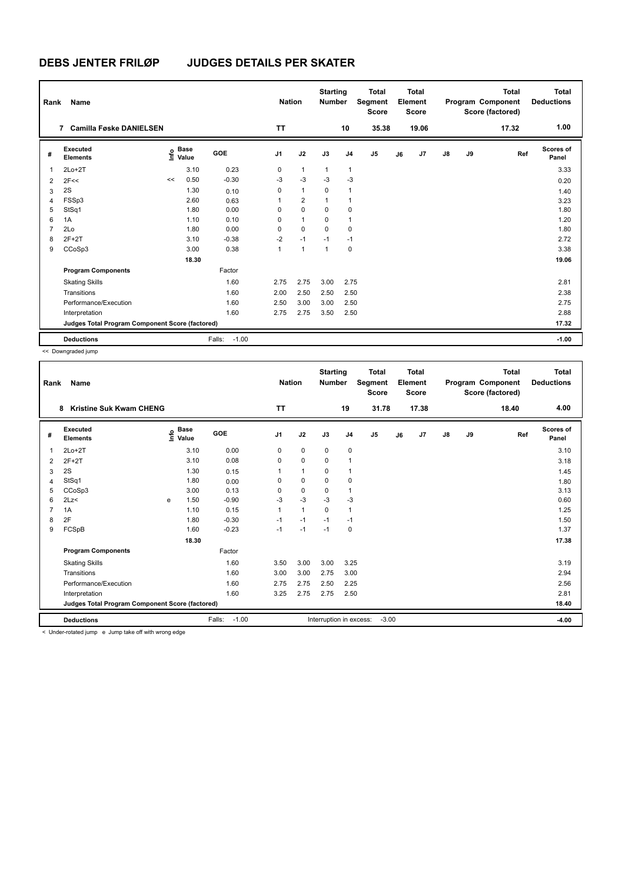# DEBS JENTER FRILØP JUDGES DETAILS PER SKATER

| Rank | Name | Nation | Starting Number | Total Segment Score | Total Element Score | Total Program Component Score (factored) | Total Deductions |
|---|---|---|---|---|---|---|---|
| 7 | Camilla Føske DANIELSEN | TT | 10 | 35.38 | 19.06 | 17.32 | 1.00 |

| # | Executed Elements | Info | Base Value | GOE | J1 | J2 | J3 | J4 | J5 | J6 | J7 | J8 | J9 | Ref | Scores of Panel |
|---|---|---|---|---|---|---|---|---|---|---|---|---|---|---|---|
| 1 | 2Lo+2T | | 3.10 | 0.23 | 0 | 1 | 1 | 1 | | | | | | | 3.33 |
| 2 | 2F<< | << | 0.50 | -0.30 | -3 | -3 | -3 | -3 | | | | | | | 0.20 |
| 3 | 2S | | 1.30 | 0.10 | 0 | 1 | 0 | 1 | | | | | | | 1.40 |
| 4 | FSSp3 | | 2.60 | 0.63 | 1 | 2 | 1 | 1 | | | | | | | 3.23 |
| 5 | StSq1 | | 1.80 | 0.00 | 0 | 0 | 0 | 0 | | | | | | | 1.80 |
| 6 | 1A | | 1.10 | 0.10 | 0 | 1 | 0 | 1 | | | | | | | 1.20 |
| 7 | 2Lo | | 1.80 | 0.00 | 0 | 0 | 0 | 0 | | | | | | | 1.80 |
| 8 | 2F+2T | | 3.10 | -0.38 | -2 | -1 | -1 | -1 | | | | | | | 2.72 |
| 9 | CCoSp3 | | 3.00 | 0.38 | 1 | 1 | 1 | 0 | | | | | | | 3.38 |
| | | | 18.30 | | | | | | | | | | | | 19.06 |
| | **Program Components** | | | Factor | | | | | | | | | | | |
| | Skating Skills | | | 1.60 | 2.75 | 2.75 | 3.00 | 2.75 | | | | | | | 2.81 |
| | Transitions | | | 1.60 | 2.00 | 2.50 | 2.50 | 2.50 | | | | | | | 2.38 |
| | Performance/Execution | | | 1.60 | 2.50 | 3.00 | 3.00 | 2.50 | | | | | | | 2.75 |
| | Interpretation | | | 1.60 | 2.75 | 2.75 | 3.50 | 2.50 | | | | | | | 2.88 |
| | Judges Total Program Component Score (factored) | | | | | | | | | | | | | | 17.32 |
| | **Deductions** | | | Falls: -1.00 | | | | | | | | | | | -1.00 |

<< Downgraded jump

| Rank | Name | Nation | Starting Number | Total Segment Score | Total Element Score | Total Program Component Score (factored) | Total Deductions |
|---|---|---|---|---|---|---|---|
| 8 | Kristine Suk Kwam CHENG | TT | 19 | 31.78 | 17.38 | 18.40 | 4.00 |

| # | Executed Elements | Info | Base Value | GOE | J1 | J2 | J3 | J4 | J5 | J6 | J7 | J8 | J9 | Ref | Scores of Panel |
|---|---|---|---|---|---|---|---|---|---|---|---|---|---|---|---|
| 1 | 2Lo+2T | | 3.10 | 0.00 | 0 | 0 | 0 | 0 | | | | | | | 3.10 |
| 2 | 2F+2T | | 3.10 | 0.08 | 0 | 0 | 0 | 1 | | | | | | | 3.18 |
| 3 | 2S | | 1.30 | 0.15 | 1 | 1 | 0 | 1 | | | | | | | 1.45 |
| 4 | StSq1 | | 1.80 | 0.00 | 0 | 0 | 0 | 0 | | | | | | | 1.80 |
| 5 | CCoSp3 | | 3.00 | 0.13 | 0 | 0 | 0 | 1 | | | | | | | 3.13 |
| 6 | 2Lz< | e | 1.50 | -0.90 | -3 | -3 | -3 | -3 | | | | | | | 0.60 |
| 7 | 1A | | 1.10 | 0.15 | 1 | 1 | 0 | 1 | | | | | | | 1.25 |
| 8 | 2F | | 1.80 | -0.30 | -1 | -1 | -1 | -1 | | | | | | | 1.50 |
| 9 | FCSpB | | 1.60 | -0.23 | -1 | -1 | -1 | 0 | | | | | | | 1.37 |
| | | | 18.30 | | | | | | | | | | | | 17.38 |
| | **Program Components** | | | Factor | | | | | | | | | | | |
| | Skating Skills | | | 1.60 | 3.50 | 3.00 | 3.00 | 3.25 | | | | | | | 3.19 |
| | Transitions | | | 1.60 | 3.00 | 3.00 | 2.75 | 3.00 | | | | | | | 2.94 |
| | Performance/Execution | | | 1.60 | 2.75 | 2.75 | 2.50 | 2.25 | | | | | | | 2.56 |
| | Interpretation | | | 1.60 | 3.25 | 2.75 | 2.75 | 2.50 | | | | | | | 2.81 |
| | Judges Total Program Component Score (factored) | | | | | | | | | | | | | | 18.40 |
| | **Deductions** | | | Falls: -1.00 | Interruption in excess: -3.00 | | | | | | | | | | -4.00 |

< Under-rotated jump e Jump take off with wrong edge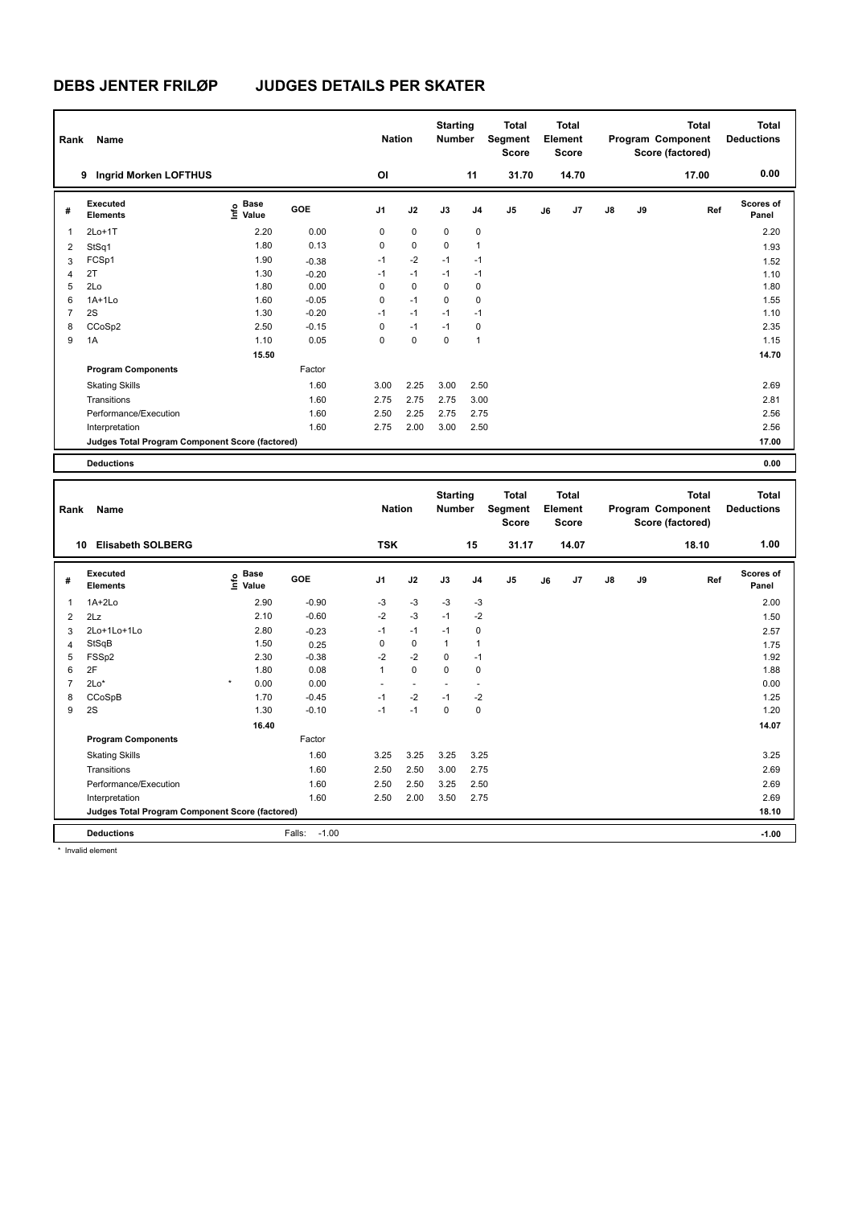# DEBS JENTER FRILØP JUDGES DETAILS PER SKATER

| Rank | Name | Nation | Starting Number | Total Segment Score | Total Element Score | Total Program Component Score (factored) | Total Deductions |
|---|---|---|---|---|---|---|---|
| 9 | Ingrid Morken LOFTHUS | OI | 11 | 31.70 | 14.70 | 17.00 | 0.00 |

| # | Executed Elements | Info | Base Value | GOE | J1 | J2 | J3 | J4 | J5 | J6 | J7 | J8 | J9 | Ref | Scores of Panel |
|---|---|---|---|---|---|---|---|---|---|---|---|---|---|---|---|
| 1 | 2Lo+1T | | 2.20 | 0.00 | 0 | 0 | 0 | 0 | | | | | | | 2.20 |
| 2 | StSq1 | | 1.80 | 0.13 | 0 | 0 | 0 | 1 | | | | | | | 1.93 |
| 3 | FCSp1 | | 1.90 | -0.38 | -1 | -2 | -1 | -1 | | | | | | | 1.52 |
| 4 | 2T | | 1.30 | -0.20 | -1 | -1 | -1 | -1 | | | | | | | 1.10 |
| 5 | 2Lo | | 1.80 | 0.00 | 0 | 0 | 0 | 0 | | | | | | | 1.80 |
| 6 | 1A+1Lo | | 1.60 | -0.05 | 0 | -1 | 0 | 0 | | | | | | | 1.55 |
| 7 | 2S | | 1.30 | -0.20 | -1 | -1 | -1 | -1 | | | | | | | 1.10 |
| 8 | CCoSp2 | | 2.50 | -0.15 | 0 | -1 | -1 | 0 | | | | | | | 2.35 |
| 9 | 1A | | 1.10 | 0.05 | 0 | 0 | 0 | 1 | | | | | | | 1.15 |
| | | | 15.50 | | | | | | | | | | | | 14.70 |
| | **Program Components** | | | Factor | | | | | | | | | | | |
| | Skating Skills | | | 1.60 | 3.00 | 2.25 | 3.00 | 2.50 | | | | | | | 2.69 |
| | Transitions | | | 1.60 | 2.75 | 2.75 | 2.75 | 3.00 | | | | | | | 2.81 |
| | Performance/Execution | | | 1.60 | 2.50 | 2.25 | 2.75 | 2.75 | | | | | | | 2.56 |
| | Interpretation | | | 1.60 | 2.75 | 2.00 | 3.00 | 2.50 | | | | | | | 2.56 |
| | **Judges Total Program Component Score (factored)** | | | | | | | | | | | | | | 17.00 |
| | **Deductions** | | | | | | | | | | | | | | 0.00 |

| Rank | Name | Nation | Starting Number | Total Segment Score | Total Element Score | Total Program Component Score (factored) | Total Deductions |
|---|---|---|---|---|---|---|---|
| 10 | Elisabeth SOLBERG | TSK | 15 | 31.17 | 14.07 | 18.10 | 1.00 |

| # | Executed Elements | Info | Base Value | GOE | J1 | J2 | J3 | J4 | J5 | J6 | J7 | J8 | J9 | Ref | Scores of Panel |
|---|---|---|---|---|---|---|---|---|---|---|---|---|---|---|---|
| 1 | 1A+2Lo | | 2.90 | -0.90 | -3 | -3 | -3 | -3 | | | | | | | 2.00 |
| 2 | 2Lz | | 2.10 | -0.60 | -2 | -3 | -1 | -2 | | | | | | | 1.50 |
| 3 | 2Lo+1Lo+1Lo | | 2.80 | -0.23 | -1 | -1 | -1 | 0 | | | | | | | 2.57 |
| 4 | StSqB | | 1.50 | 0.25 | 0 | 0 | 1 | 1 | | | | | | | 1.75 |
| 5 | FSSp2 | | 2.30 | -0.38 | -2 | -2 | 0 | -1 | | | | | | | 1.92 |
| 6 | 2F | | 1.80 | 0.08 | 1 | 0 | 0 | 0 | | | | | | | 1.88 |
| 7 | 2Lo* | * | 0.00 | 0.00 | - | - | - | - | | | | | | | 0.00 |
| 8 | CCoSpB | | 1.70 | -0.45 | -1 | -2 | -1 | -2 | | | | | | | 1.25 |
| 9 | 2S | | 1.30 | -0.10 | -1 | -1 | 0 | 0 | | | | | | | 1.20 |
| | | | 16.40 | | | | | | | | | | | | 14.07 |
| | **Program Components** | | | Factor | | | | | | | | | | | |
| | Skating Skills | | | 1.60 | 3.25 | 3.25 | 3.25 | 3.25 | | | | | | | 3.25 |
| | Transitions | | | 1.60 | 2.50 | 2.50 | 3.00 | 2.75 | | | | | | | 2.69 |
| | Performance/Execution | | | 1.60 | 2.50 | 2.50 | 3.25 | 2.50 | | | | | | | 2.69 |
| | Interpretation | | | 1.60 | 2.50 | 2.00 | 3.50 | 2.75 | | | | | | | 2.69 |
| | **Judges Total Program Component Score (factored)** | | | | | | | | | | | | | | 18.10 |
| | **Deductions** | | | Falls: -1.00 | | | | | | | | | | | -1.00 |

* Invalid element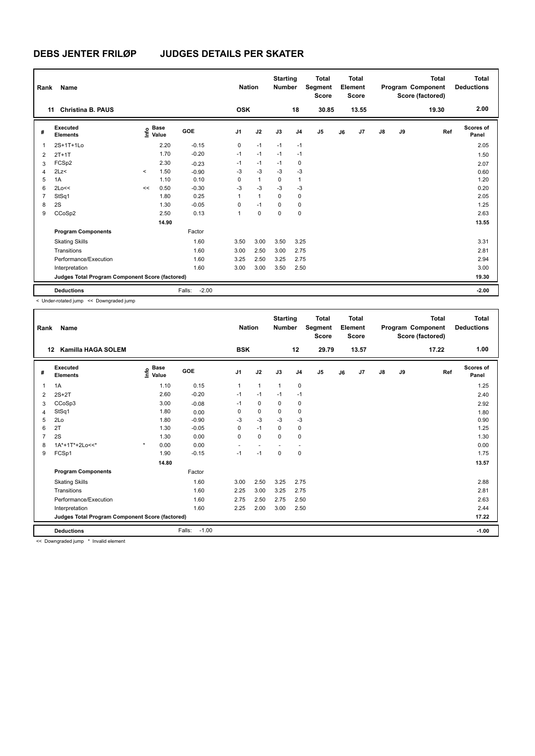# DEBS JENTER FRILØP JUDGES DETAILS PER SKATER

| Rank | Name | Nation | Starting Number | Total Segment Score | Total Element Score | Total Program Component Score (factored) | Total Deductions |
|---|---|---|---|---|---|---|---|
| 11 | Christina B. PAUS | OSK | 18 | 30.85 | 13.55 | 19.30 | 2.00 |

| # | Executed Elements | Info | Base Value | GOE | J1 | J2 | J3 | J4 | J5 | J6 | J7 | J8 | J9 | Ref | Scores of Panel |
|---|---|---|---|---|---|---|---|---|---|---|---|---|---|---|---|
| 1 | 2S+1T+1Lo | | 2.20 | -0.15 | 0 | -1 | -1 | -1 | | | | | | | 2.05 |
| 2 | 2T+1T | | 1.70 | -0.20 | -1 | -1 | -1 | -1 | | | | | | | 1.50 |
| 3 | FCSp2 | | 2.30 | -0.23 | -1 | -1 | -1 | 0 | | | | | | | 2.07 |
| 4 | 2Lz< | < | 1.50 | -0.90 | -3 | -3 | -3 | -3 | | | | | | | 0.60 |
| 5 | 1A | | 1.10 | 0.10 | 0 | 1 | 0 | 1 | | | | | | | 1.20 |
| 6 | 2Lo<< | << | 0.50 | -0.30 | -3 | -3 | -3 | -3 | | | | | | | 0.20 |
| 7 | StSq1 | | 1.80 | 0.25 | 1 | 1 | 0 | 0 | | | | | | | 2.05 |
| 8 | 2S | | 1.30 | -0.05 | 0 | -1 | 0 | 0 | | | | | | | 1.25 |
| 9 | CCoSp2 | | 2.50 | 0.13 | 1 | 0 | 0 | 0 | | | | | | | 2.63 |
| | | | 14.90 | | | | | | | | | | | | 13.55 |
| | **Program Components** | | | Factor | | | | | | | | | | | |
| | Skating Skills | | | 1.60 | 3.50 | 3.00 | 3.50 | 3.25 | | | | | | | 3.31 |
| | Transitions | | | 1.60 | 3.00 | 2.50 | 3.00 | 2.75 | | | | | | | 2.81 |
| | Performance/Execution | | | 1.60 | 3.25 | 2.50 | 3.25 | 2.75 | | | | | | | 2.94 |
| | Interpretation | | | 1.60 | 3.00 | 3.00 | 3.50 | 2.50 | | | | | | | 3.00 |
| | **Judges Total Program Component Score (factored)** | | | | | | | | | | | | | | 19.30 |
| | **Deductions** | | | Falls: -2.00 | | | | | | | | | | | -2.00 |

< Under-rotated jump << Downgraded jump

| Rank | Name | Nation | Starting Number | Total Segment Score | Total Element Score | Total Program Component Score (factored) | Total Deductions |
|---|---|---|---|---|---|---|---|
| 12 | Kamilla HAGA SOLEM | BSK | 12 | 29.79 | 13.57 | 17.22 | 1.00 |

| # | Executed Elements | Info | Base Value | GOE | J1 | J2 | J3 | J4 | J5 | J6 | J7 | J8 | J9 | Ref | Scores of Panel |
|---|---|---|---|---|---|---|---|---|---|---|---|---|---|---|---|
| 1 | 1A | | 1.10 | 0.15 | 1 | 1 | 1 | 0 | | | | | | | 1.25 |
| 2 | 2S+2T | | 2.60 | -0.20 | -1 | -1 | -1 | -1 | | | | | | | 2.40 |
| 3 | CCoSp3 | | 3.00 | -0.08 | -1 | 0 | 0 | 0 | | | | | | | 2.92 |
| 4 | StSq1 | | 1.80 | 0.00 | 0 | 0 | 0 | 0 | | | | | | | 1.80 |
| 5 | 2Lo | | 1.80 | -0.90 | -3 | -3 | -3 | -3 | | | | | | | 0.90 |
| 6 | 2T | | 1.30 | -0.05 | 0 | -1 | 0 | 0 | | | | | | | 1.25 |
| 7 | 2S | | 1.30 | 0.00 | 0 | 0 | 0 | 0 | | | | | | | 1.30 |
| 8 | 1A*+1T*+2Lo<<* | * | 0.00 | 0.00 | - | - | - | - | | | | | | | 0.00 |
| 9 | FCSp1 | | 1.90 | -0.15 | -1 | -1 | 0 | 0 | | | | | | | 1.75 |
| | | | 14.80 | | | | | | | | | | | | 13.57 |
| | **Program Components** | | | Factor | | | | | | | | | | | |
| | Skating Skills | | | 1.60 | 3.00 | 2.50 | 3.25 | 2.75 | | | | | | | 2.88 |
| | Transitions | | | 1.60 | 2.25 | 3.00 | 3.25 | 2.75 | | | | | | | 2.81 |
| | Performance/Execution | | | 1.60 | 2.75 | 2.50 | 2.75 | 2.50 | | | | | | | 2.63 |
| | Interpretation | | | 1.60 | 2.25 | 2.00 | 3.00 | 2.50 | | | | | | | 2.44 |
| | **Judges Total Program Component Score (factored)** | | | | | | | | | | | | | | 17.22 |
| | **Deductions** | | | Falls: -1.00 | | | | | | | | | | | -1.00 |

<< Downgraded jump * Invalid element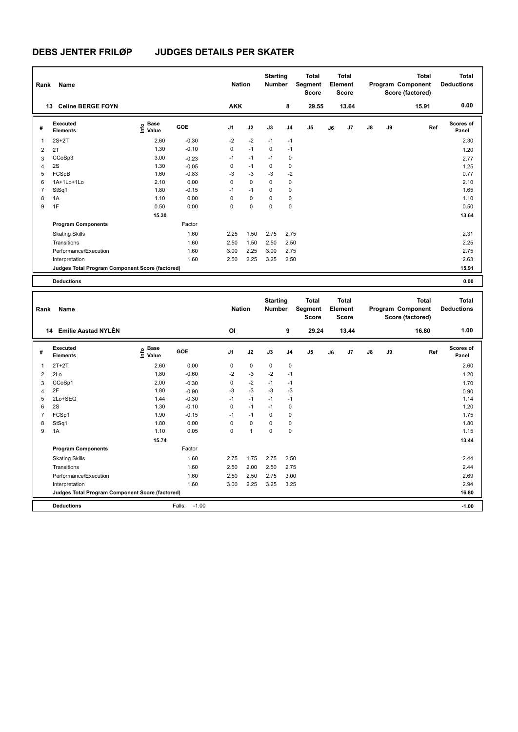# DEBS JENTER FRILØP JUDGES DETAILS PER SKATER

| Rank | Name | Nation | Starting Number | Total Segment Score | Total Element Score | Total Program Component Score (factored) | Total Deductions |
|---|---|---|---|---|---|---|---|
| 13 | Celine BERGE FOYN | AKK | 8 | 29.55 | 13.64 | 15.91 | 0.00 |

| # | Executed Elements | Info | Base Value | GOE | J1 | J2 | J3 | J4 | J5 | J6 | J7 | J8 | J9 | Ref | Scores of Panel |
|---|---|---|---|---|---|---|---|---|---|---|---|---|---|---|---|
| 1 | 2S+2T | | 2.60 | -0.30 | -2 | -2 | -1 | -1 | | | | | | | 2.30 |
| 2 | 2T | | 1.30 | -0.10 | 0 | -1 | 0 | -1 | | | | | | | 1.20 |
| 3 | CCoSp3 | | 3.00 | -0.23 | -1 | -1 | -1 | 0 | | | | | | | 2.77 |
| 4 | 2S | | 1.30 | -0.05 | 0 | -1 | 0 | 0 | | | | | | | 1.25 |
| 5 | FCSpB | | 1.60 | -0.83 | -3 | -3 | -3 | -2 | | | | | | | 0.77 |
| 6 | 1A+1Lo+1Lo | | 2.10 | 0.00 | 0 | 0 | 0 | 0 | | | | | | | 2.10 |
| 7 | StSq1 | | 1.80 | -0.15 | -1 | -1 | 0 | 0 | | | | | | | 1.65 |
| 8 | 1A | | 1.10 | 0.00 | 0 | 0 | 0 | 0 | | | | | | | 1.10 |
| 9 | 1F | | 0.50 | 0.00 | 0 | 0 | 0 | 0 | | | | | | | 0.50 |
| | | | 15.30 | | | | | | | | | | | | 13.64 |
| | **Program Components** | | | Factor | | | | | | | | | | | |
| | Skating Skills | | | 1.60 | 2.25 | 1.50 | 2.75 | 2.75 | | | | | | | 2.31 |
| | Transitions | | | 1.60 | 2.50 | 1.50 | 2.50 | 2.50 | | | | | | | 2.25 |
| | Performance/Execution | | | 1.60 | 3.00 | 2.25 | 3.00 | 2.75 | | | | | | | 2.75 |
| | Interpretation | | | 1.60 | 2.50 | 2.25 | 3.25 | 2.50 | | | | | | | 2.63 |
| | **Judges Total Program Component Score (factored)** | | | | | | | | | | | | | | 15.91 |
| | **Deductions** | | | | | | | | | | | | | | 0.00 |

| Rank | Name | Nation | Starting Number | Total Segment Score | Total Element Score | Total Program Component Score (factored) | Total Deductions |
|---|---|---|---|---|---|---|---|
| 14 | Emilie Aastad NYLÈN | OI | 9 | 29.24 | 13.44 | 16.80 | 1.00 |

| # | Executed Elements | Info | Base Value | GOE | J1 | J2 | J3 | J4 | J5 | J6 | J7 | J8 | J9 | Ref | Scores of Panel |
|---|---|---|---|---|---|---|---|---|---|---|---|---|---|---|---|
| 1 | 2T+2T | | 2.60 | 0.00 | 0 | 0 | 0 | 0 | | | | | | | 2.60 |
| 2 | 2Lo | | 1.80 | -0.60 | -2 | -3 | -2 | -1 | | | | | | | 1.20 |
| 3 | CCoSp1 | | 2.00 | -0.30 | 0 | -2 | -1 | -1 | | | | | | | 1.70 |
| 4 | 2F | | 1.80 | -0.90 | -3 | -3 | -3 | -3 | | | | | | | 0.90 |
| 5 | 2Lo+SEQ | | 1.44 | -0.30 | -1 | -1 | -1 | -1 | | | | | | | 1.14 |
| 6 | 2S | | 1.30 | -0.10 | 0 | -1 | -1 | 0 | | | | | | | 1.20 |
| 7 | FCSp1 | | 1.90 | -0.15 | -1 | -1 | 0 | 0 | | | | | | | 1.75 |
| 8 | StSq1 | | 1.80 | 0.00 | 0 | 0 | 0 | 0 | | | | | | | 1.80 |
| 9 | 1A | | 1.10 | 0.05 | 0 | 1 | 0 | 0 | | | | | | | 1.15 |
| | | | 15.74 | | | | | | | | | | | | 13.44 |
| | **Program Components** | | | Factor | | | | | | | | | | | |
| | Skating Skills | | | 1.60 | 2.75 | 1.75 | 2.75 | 2.50 | | | | | | | 2.44 |
| | Transitions | | | 1.60 | 2.50 | 2.00 | 2.50 | 2.75 | | | | | | | 2.44 |
| | Performance/Execution | | | 1.60 | 2.50 | 2.50 | 2.75 | 3.00 | | | | | | | 2.69 |
| | Interpretation | | | 1.60 | 3.00 | 2.25 | 3.25 | 3.25 | | | | | | | 2.94 |
| | **Judges Total Program Component Score (factored)** | | | | | | | | | | | | | | 16.80 |
| | **Deductions** | | | Falls: -1.00 | | | | | | | | | | | -1.00 |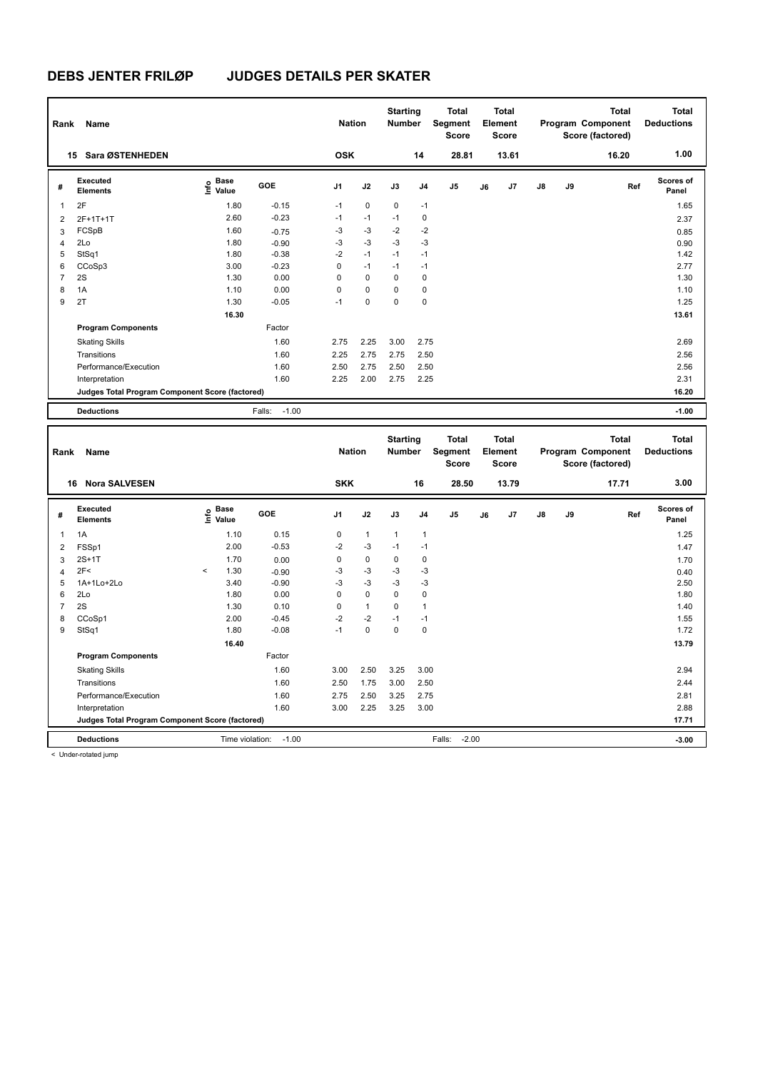# DEBS JENTER FRILØP JUDGES DETAILS PER SKATER

| Rank | Name | Nation | Starting Number | Total Segment Score | Total Element Score | Total Program Component Score (factored) | Total Deductions |
|---|---|---|---|---|---|---|---|
| 15 | Sara ØSTENHEDEN | OSK | 14 | 28.81 | 13.61 | 16.20 | 1.00 |

| # | Executed Elements | Info | Base Value | GOE | J1 | J2 | J3 | J4 | J5 | J6 | J7 | J8 | J9 | Ref | Scores of Panel |
|---|---|---|---|---|---|---|---|---|---|---|---|---|---|---|---|
| 1 | 2F | | 1.80 | -0.15 | -1 | 0 | 0 | -1 | | | | | | | 1.65 |
| 2 | 2F+1T+1T | | 2.60 | -0.23 | -1 | -1 | -1 | 0 | | | | | | | 2.37 |
| 3 | FCSpB | | 1.60 | -0.75 | -3 | -3 | -2 | -2 | | | | | | | 0.85 |
| 4 | 2Lo | | 1.80 | -0.90 | -3 | -3 | -3 | -3 | | | | | | | 0.90 |
| 5 | StSq1 | | 1.80 | -0.38 | -2 | -1 | -1 | -1 | | | | | | | 1.42 |
| 6 | CCoSp3 | | 3.00 | -0.23 | 0 | -1 | -1 | -1 | | | | | | | 2.77 |
| 7 | 2S | | 1.30 | 0.00 | 0 | 0 | 0 | 0 | | | | | | | 1.30 |
| 8 | 1A | | 1.10 | 0.00 | 0 | 0 | 0 | 0 | | | | | | | 1.10 |
| 9 | 2T | | 1.30 | -0.05 | -1 | 0 | 0 | 0 | | | | | | | 1.25 |
| | | | 16.30 | | | | | | | | | | | | 13.61 |
| | **Program Components** | | | Factor | | | | | | | | | | | |
| | Skating Skills | | | 1.60 | 2.75 | 2.25 | 3.00 | 2.75 | | | | | | | 2.69 |
| | Transitions | | | 1.60 | 2.25 | 2.75 | 2.75 | 2.50 | | | | | | | 2.56 |
| | Performance/Execution | | | 1.60 | 2.50 | 2.75 | 2.50 | 2.50 | | | | | | | 2.56 |
| | Interpretation | | | 1.60 | 2.25 | 2.00 | 2.75 | 2.25 | | | | | | | 2.31 |
| | **Judges Total Program Component Score (factored)** | | | | | | | | | | | | | | 16.20 |
| | **Deductions** | | | Falls: -1.00 | | | | | | | | | | | -1.00 |

| Rank | Name | Nation | Starting Number | Total Segment Score | Total Element Score | Total Program Component Score (factored) | Total Deductions |
|---|---|---|---|---|---|---|---|
| 16 | Nora SALVESEN | SKK | 16 | 28.50 | 13.79 | 17.71 | 3.00 |

| # | Executed Elements | Info | Base Value | GOE | J1 | J2 | J3 | J4 | J5 | J6 | J7 | J8 | J9 | Ref | Scores of Panel |
|---|---|---|---|---|---|---|---|---|---|---|---|---|---|---|---|
| 1 | 1A | | 1.10 | 0.15 | 0 | 1 | 1 | 1 | | | | | | | 1.25 |
| 2 | FSSp1 | | 2.00 | -0.53 | -2 | -3 | -1 | -1 | | | | | | | 1.47 |
| 3 | 2S+1T | | 1.70 | 0.00 | 0 | 0 | 0 | 0 | | | | | | | 1.70 |
| 4 | 2F< | < | 1.30 | -0.90 | -3 | -3 | -3 | -3 | | | | | | | 0.40 |
| 5 | 1A+1Lo+2Lo | | 3.40 | -0.90 | -3 | -3 | -3 | -3 | | | | | | | 2.50 |
| 6 | 2Lo | | 1.80 | 0.00 | 0 | 0 | 0 | 0 | | | | | | | 1.80 |
| 7 | 2S | | 1.30 | 0.10 | 0 | 1 | 0 | 1 | | | | | | | 1.40 |
| 8 | CCoSp1 | | 2.00 | -0.45 | -2 | -2 | -1 | -1 | | | | | | | 1.55 |
| 9 | StSq1 | | 1.80 | -0.08 | -1 | 0 | 0 | 0 | | | | | | | 1.72 |
| | | | 16.40 | | | | | | | | | | | | 13.79 |
| | **Program Components** | | | Factor | | | | | | | | | | | |
| | Skating Skills | | | 1.60 | 3.00 | 2.50 | 3.25 | 3.00 | | | | | | | 2.94 |
| | Transitions | | | 1.60 | 2.50 | 1.75 | 3.00 | 2.50 | | | | | | | 2.44 |
| | Performance/Execution | | | 1.60 | 2.75 | 2.50 | 3.25 | 2.75 | | | | | | | 2.81 |
| | Interpretation | | | 1.60 | 3.00 | 2.25 | 3.25 | 3.00 | | | | | | | 2.88 |
| | **Judges Total Program Component Score (factored)** | | | | | | | | | | | | | | 17.71 |
| | **Deductions** | | | Time violation: -1.00 | | | | | Falls: -2.00 | | | | | | -3.00 |

< Under-rotated jump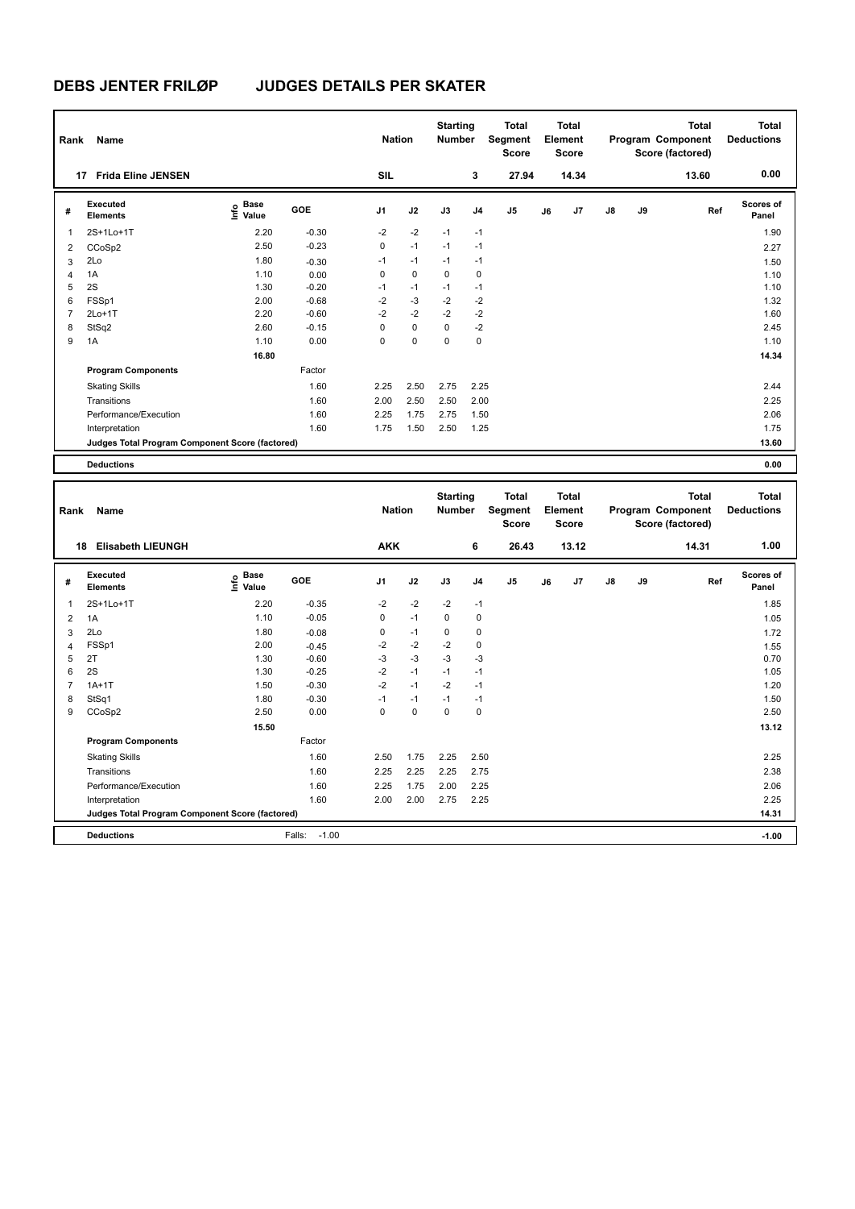# DEBS JENTER FRILØP JUDGES DETAILS PER SKATER

| Rank | Name | Nation | Starting Number | Total Segment Score | Total Element Score | Total Program Component Score (factored) | Total Deductions |
|---|---|---|---|---|---|---|---|
| 17 | Frida Eline JENSEN | SIL | 3 | 27.94 | 14.34 | 13.60 | 0.00 |

| # | Executed Elements | Info | Base Value | GOE | J1 | J2 | J3 | J4 | J5 | J6 | J7 | J8 | J9 | Ref | Scores of Panel |
|---|---|---|---|---|---|---|---|---|---|---|---|---|---|---|---|
| 1 | 2S+1Lo+1T | | 2.20 | -0.30 | -2 | -2 | -1 | -1 | | | | | | | 1.90 |
| 2 | CCoSp2 | | 2.50 | -0.23 | 0 | -1 | -1 | -1 | | | | | | | 2.27 |
| 3 | 2Lo | | 1.80 | -0.30 | -1 | -1 | -1 | -1 | | | | | | | 1.50 |
| 4 | 1A | | 1.10 | 0.00 | 0 | 0 | 0 | 0 | | | | | | | 1.10 |
| 5 | 2S | | 1.30 | -0.20 | -1 | -1 | -1 | -1 | | | | | | | 1.10 |
| 6 | FSSp1 | | 2.00 | -0.68 | -2 | -3 | -2 | -2 | | | | | | | 1.32 |
| 7 | 2Lo+1T | | 2.20 | -0.60 | -2 | -2 | -2 | -2 | | | | | | | 1.60 |
| 8 | StSq2 | | 2.60 | -0.15 | 0 | 0 | 0 | -2 | | | | | | | 2.45 |
| 9 | 1A | | 1.10 | 0.00 | 0 | 0 | 0 | 0 | | | | | | | 1.10 |
| | | | 16.80 | | | | | | | | | | | | 14.34 |
| | **Program Components** | | | Factor | | | | | | | | | | | |
| | Skating Skills | | | 1.60 | 2.25 | 2.50 | 2.75 | 2.25 | | | | | | | 2.44 |
| | Transitions | | | 1.60 | 2.00 | 2.50 | 2.50 | 2.00 | | | | | | | 2.25 |
| | Performance/Execution | | | 1.60 | 2.25 | 1.75 | 2.75 | 1.50 | | | | | | | 2.06 |
| | Interpretation | | | 1.60 | 1.75 | 1.50 | 2.50 | 1.25 | | | | | | | 1.75 |
| | **Judges Total Program Component Score (factored)** | | | | | | | | | | | | | | 13.60 |
| | **Deductions** | | | | | | | | | | | | | | 0.00 |

| Rank | Name | Nation | Starting Number | Total Segment Score | Total Element Score | Total Program Component Score (factored) | Total Deductions |
|---|---|---|---|---|---|---|---|
| 18 | Elisabeth LIEUNGH | AKK | 6 | 26.43 | 13.12 | 14.31 | 1.00 |

| # | Executed Elements | Info | Base Value | GOE | J1 | J2 | J3 | J4 | J5 | J6 | J7 | J8 | J9 | Ref | Scores of Panel |
|---|---|---|---|---|---|---|---|---|---|---|---|---|---|---|---|
| 1 | 2S+1Lo+1T | | 2.20 | -0.35 | -2 | -2 | -2 | -1 | | | | | | | 1.85 |
| 2 | 1A | | 1.10 | -0.05 | 0 | -1 | 0 | 0 | | | | | | | 1.05 |
| 3 | 2Lo | | 1.80 | -0.08 | 0 | -1 | 0 | 0 | | | | | | | 1.72 |
| 4 | FSSp1 | | 2.00 | -0.45 | -2 | -2 | -2 | 0 | | | | | | | 1.55 |
| 5 | 2T | | 1.30 | -0.60 | -3 | -3 | -3 | -3 | | | | | | | 0.70 |
| 6 | 2S | | 1.30 | -0.25 | -2 | -1 | -1 | -1 | | | | | | | 1.05 |
| 7 | 1A+1T | | 1.50 | -0.30 | -2 | -1 | -2 | -1 | | | | | | | 1.20 |
| 8 | StSq1 | | 1.80 | -0.30 | -1 | -1 | -1 | -1 | | | | | | | 1.50 |
| 9 | CCoSp2 | | 2.50 | 0.00 | 0 | 0 | 0 | 0 | | | | | | | 2.50 |
| | | | 15.50 | | | | | | | | | | | | 13.12 |
| | **Program Components** | | | Factor | | | | | | | | | | | |
| | Skating Skills | | | 1.60 | 2.50 | 1.75 | 2.25 | 2.50 | | | | | | | 2.25 |
| | Transitions | | | 1.60 | 2.25 | 2.25 | 2.25 | 2.75 | | | | | | | 2.38 |
| | Performance/Execution | | | 1.60 | 2.25 | 1.75 | 2.00 | 2.25 | | | | | | | 2.06 |
| | Interpretation | | | 1.60 | 2.00 | 2.00 | 2.75 | 2.25 | | | | | | | 2.25 |
| | **Judges Total Program Component Score (factored)** | | | | | | | | | | | | | | 14.31 |
| | **Deductions** | | | Falls: -1.00 | | | | | | | | | | | -1.00 |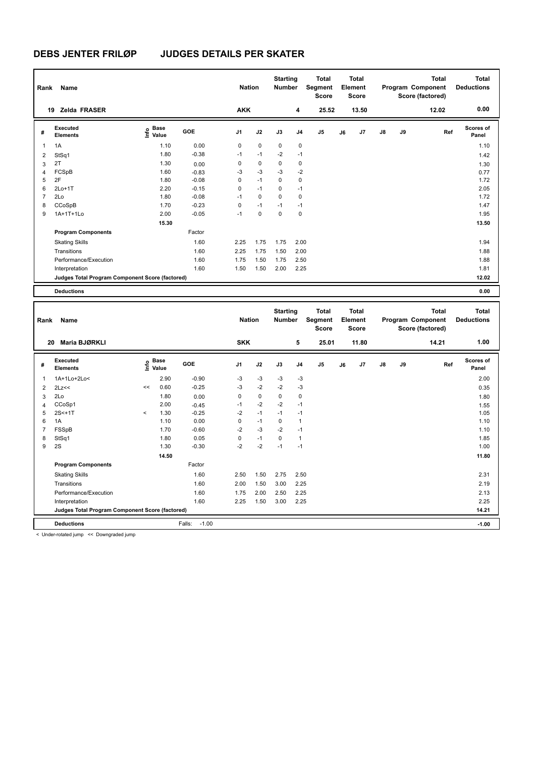# DEBS JENTER FRILØP JUDGES DETAILS PER SKATER

| Rank | Name | Nation | Starting Number | Total Segment Score | Total Element Score | Total Program Component Score (factored) | Total Deductions |
|---|---|---|---|---|---|---|---|
| 19 | Zelda FRASER | AKK | 4 | 25.52 | 13.50 | 12.02 | 0.00 |

| # | Executed Elements | Info | Base Value | GOE | J1 | J2 | J3 | J4 | J5 | J6 | J7 | J8 | J9 | Ref | Scores of Panel |
|---|---|---|---|---|---|---|---|---|---|---|---|---|---|---|---|
| 1 | 1A | | 1.10 | 0.00 | 0 | 0 | 0 | 0 | | | | | | | 1.10 |
| 2 | StSq1 | | 1.80 | -0.38 | -1 | -1 | -2 | -1 | | | | | | | 1.42 |
| 3 | 2T | | 1.30 | 0.00 | 0 | 0 | 0 | 0 | | | | | | | 1.30 |
| 4 | FCSpB | | 1.60 | -0.83 | -3 | -3 | -3 | -2 | | | | | | | 0.77 |
| 5 | 2F | | 1.80 | -0.08 | 0 | -1 | 0 | 0 | | | | | | | 1.72 |
| 6 | 2Lo+1T | | 2.20 | -0.15 | 0 | -1 | 0 | -1 | | | | | | | 2.05 |
| 7 | 2Lo | | 1.80 | -0.08 | -1 | 0 | 0 | 0 | | | | | | | 1.72 |
| 8 | CCoSpB | | 1.70 | -0.23 | 0 | -1 | -1 | -1 | | | | | | | 1.47 |
| 9 | 1A+1T+1Lo | | 2.00 | -0.05 | -1 | 0 | 0 | 0 | | | | | | | 1.95 |
| | | | 15.30 | | | | | | | | | | | | 13.50 |
| | **Program Components** | | | Factor | | | | | | | | | | | |
| | Skating Skills | | | 1.60 | 2.25 | 1.75 | 1.75 | 2.00 | | | | | | | 1.94 |
| | Transitions | | | 1.60 | 2.25 | 1.75 | 1.50 | 2.00 | | | | | | | 1.88 |
| | Performance/Execution | | | 1.60 | 1.75 | 1.50 | 1.75 | 2.50 | | | | | | | 1.88 |
| | Interpretation | | | 1.60 | 1.50 | 1.50 | 2.00 | 2.25 | | | | | | | 1.81 |
| | **Judges Total Program Component Score (factored)** | | | | | | | | | | | | | | 12.02 |
| | **Deductions** | | | | | | | | | | | | | | 0.00 |

| Rank | Name | Nation | Starting Number | Total Segment Score | Total Element Score | Total Program Component Score (factored) | Total Deductions |
|---|---|---|---|---|---|---|---|
| 20 | Maria BJØRKLI | SKK | 5 | 25.01 | 11.80 | 14.21 | 1.00 |

| # | Executed Elements | Info | Base Value | GOE | J1 | J2 | J3 | J4 | J5 | J6 | J7 | J8 | J9 | Ref | Scores of Panel |
|---|---|---|---|---|---|---|---|---|---|---|---|---|---|---|---|
| 1 | 1A+1Lo+2Lo< | | 2.90 | -0.90 | -3 | -3 | -3 | -3 | | | | | | | 2.00 |
| 2 | 2Lz<< | << | 0.60 | -0.25 | -3 | -2 | -2 | -3 | | | | | | | 0.35 |
| 3 | 2Lo | | 1.80 | 0.00 | 0 | 0 | 0 | 0 | | | | | | | 1.80 |
| 4 | CCoSp1 | | 2.00 | -0.45 | -1 | -2 | -2 | -1 | | | | | | | 1.55 |
| 5 | 2S<+1T | < | 1.30 | -0.25 | -2 | -1 | -1 | -1 | | | | | | | 1.05 |
| 6 | 1A | | 1.10 | 0.00 | 0 | -1 | 0 | 1 | | | | | | | 1.10 |
| 7 | FSSpB | | 1.70 | -0.60 | -2 | -3 | -2 | -1 | | | | | | | 1.10 |
| 8 | StSq1 | | 1.80 | 0.05 | 0 | -1 | 0 | 1 | | | | | | | 1.85 |
| 9 | 2S | | 1.30 | -0.30 | -2 | -2 | -1 | -1 | | | | | | | 1.00 |
| | | | 14.50 | | | | | | | | | | | | 11.80 |
| | **Program Components** | | | Factor | | | | | | | | | | | |
| | Skating Skills | | | 1.60 | 2.50 | 1.50 | 2.75 | 2.50 | | | | | | | 2.31 |
| | Transitions | | | 1.60 | 2.00 | 1.50 | 3.00 | 2.25 | | | | | | | 2.19 |
| | Performance/Execution | | | 1.60 | 1.75 | 2.00 | 2.50 | 2.25 | | | | | | | 2.13 |
| | Interpretation | | | 1.60 | 2.25 | 1.50 | 3.00 | 2.25 | | | | | | | 2.25 |
| | **Judges Total Program Component Score (factored)** | | | | | | | | | | | | | | 14.21 |
| | **Deductions** | | | Falls: -1.00 | | | | | | | | | | | -1.00 |

< Under-rotated jump << Downgraded jump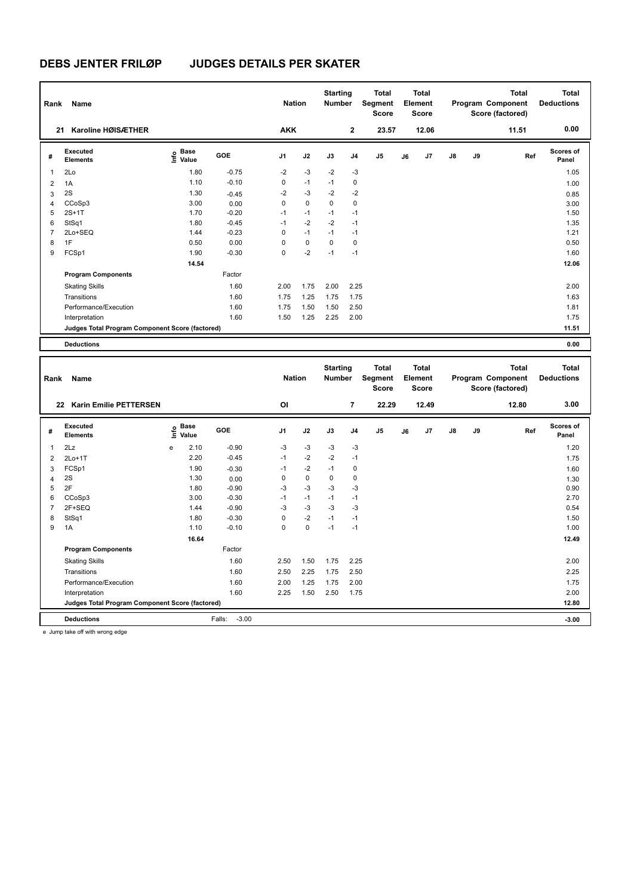# DEBS JENTER FRILØP JUDGES DETAILS PER SKATER

| Rank | Name | Nation | Starting Number | Total Segment Score | Total Element Score | Total Program Component Score (factored) | Total Deductions |
|---|---|---|---|---|---|---|---|
| 21 | Karoline HØISÆTHER | AKK | 2 | 23.57 | 12.06 | 11.51 | 0.00 |

| # | Executed Elements | Info | Base Value | GOE | J1 | J2 | J3 | J4 | J5 | J6 | J7 | J8 | J9 | Ref | Scores of Panel |
|---|---|---|---|---|---|---|---|---|---|---|---|---|---|---|---|
| 1 | 2Lo | | 1.80 | -0.75 | -2 | -3 | -2 | -3 | | | | | | | 1.05 |
| 2 | 1A | | 1.10 | -0.10 | 0 | -1 | -1 | 0 | | | | | | | 1.00 |
| 3 | 2S | | 1.30 | -0.45 | -2 | -3 | -2 | -2 | | | | | | | 0.85 |
| 4 | CCoSp3 | | 3.00 | 0.00 | 0 | 0 | 0 | 0 | | | | | | | 3.00 |
| 5 | 2S+1T | | 1.70 | -0.20 | -1 | -1 | -1 | -1 | | | | | | | 1.50 |
| 6 | StSq1 | | 1.80 | -0.45 | -1 | -2 | -2 | -1 | | | | | | | 1.35 |
| 7 | 2Lo+SEQ | | 1.44 | -0.23 | 0 | -1 | -1 | -1 | | | | | | | 1.21 |
| 8 | 1F | | 0.50 | 0.00 | 0 | 0 | 0 | 0 | | | | | | | 0.50 |
| 9 | FCSp1 | | 1.90 | -0.30 | 0 | -2 | -1 | -1 | | | | | | | 1.60 |
| | | | 14.54 | | | | | | | | | | | | 12.06 |
| | **Program Components** | | | Factor | | | | | | | | | | | |
| | Skating Skills | | | 1.60 | 2.00 | 1.75 | 2.00 | 2.25 | | | | | | | 2.00 |
| | Transitions | | | 1.60 | 1.75 | 1.25 | 1.75 | 1.75 | | | | | | | 1.63 |
| | Performance/Execution | | | 1.60 | 1.75 | 1.50 | 1.50 | 2.50 | | | | | | | 1.81 |
| | Interpretation | | | 1.60 | 1.50 | 1.25 | 2.25 | 2.00 | | | | | | | 1.75 |
| | **Judges Total Program Component Score (factored)** | | | | | | | | | | | | | | 11.51 |
| | **Deductions** | | | | | | | | | | | | | | 0.00 |

| Rank | Name | Nation | Starting Number | Total Segment Score | Total Element Score | Total Program Component Score (factored) | Total Deductions |
|---|---|---|---|---|---|---|---|
| 22 | Karin Emilie PETTERSEN | OI | 7 | 22.29 | 12.49 | 12.80 | 3.00 |

| # | Executed Elements | Info | Base Value | GOE | J1 | J2 | J3 | J4 | J5 | J6 | J7 | J8 | J9 | Ref | Scores of Panel |
|---|---|---|---|---|---|---|---|---|---|---|---|---|---|---|---|
| 1 | 2Lz | e | 2.10 | -0.90 | -3 | -3 | -3 | -3 | | | | | | | 1.20 |
| 2 | 2Lo+1T | | 2.20 | -0.45 | -1 | -2 | -2 | -1 | | | | | | | 1.75 |
| 3 | FCSp1 | | 1.90 | -0.30 | -1 | -2 | -1 | 0 | | | | | | | 1.60 |
| 4 | 2S | | 1.30 | 0.00 | 0 | 0 | 0 | 0 | | | | | | | 1.30 |
| 5 | 2F | | 1.80 | -0.90 | -3 | -3 | -3 | -3 | | | | | | | 0.90 |
| 6 | CCoSp3 | | 3.00 | -0.30 | -1 | -1 | -1 | -1 | | | | | | | 2.70 |
| 7 | 2F+SEQ | | 1.44 | -0.90 | -3 | -3 | -3 | -3 | | | | | | | 0.54 |
| 8 | StSq1 | | 1.80 | -0.30 | 0 | -2 | -1 | -1 | | | | | | | 1.50 |
| 9 | 1A | | 1.10 | -0.10 | 0 | 0 | -1 | -1 | | | | | | | 1.00 |
| | | | 16.64 | | | | | | | | | | | | 12.49 |
| | **Program Components** | | | Factor | | | | | | | | | | | |
| | Skating Skills | | | 1.60 | 2.50 | 1.50 | 1.75 | 2.25 | | | | | | | 2.00 |
| | Transitions | | | 1.60 | 2.50 | 2.25 | 1.75 | 2.50 | | | | | | | 2.25 |
| | Performance/Execution | | | 1.60 | 2.00 | 1.25 | 1.75 | 2.00 | | | | | | | 1.75 |
| | Interpretation | | | 1.60 | 2.25 | 1.50 | 2.50 | 1.75 | | | | | | | 2.00 |
| | **Judges Total Program Component Score (factored)** | | | | | | | | | | | | | | 12.80 |
| | **Deductions** | | | Falls: -3.00 | | | | | | | | | | | -3.00 |

e Jump take off with wrong edge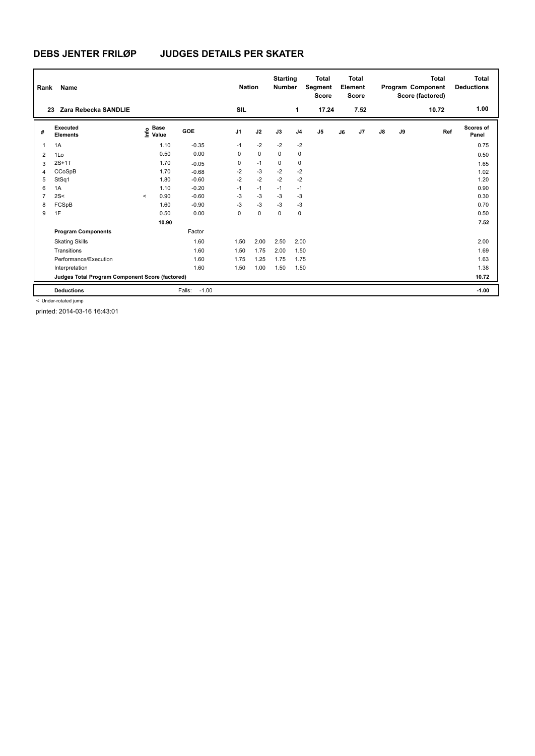# DEBS JENTER FRILØP JUDGES DETAILS PER SKATER

| Rank | Name | Nation | Starting Number | Total Segment Score | Total Element Score | Total Program Component Score (factored) | Total Deductions |
|---|---|---|---|---|---|---|---|
| 23 | Zara Rebecka SANDLIE | SIL | 1 | 17.24 | 7.52 | 10.72 | 1.00 |

| # | Executed Elements | Info | Base Value | GOE | J1 | J2 | J3 | J4 | J5 | J6 | J7 | J8 | J9 | Ref | Scores of Panel |
|---|---|---|---|---|---|---|---|---|---|---|---|---|---|---|---|
| 1 | 1A | | 1.10 | -0.35 | -1 | -2 | -2 | -2 | | | | | | | 0.75 |
| 2 | 1Lo | | 0.50 | 0.00 | 0 | 0 | 0 | 0 | | | | | | | 0.50 |
| 3 | 2S+1T | | 1.70 | -0.05 | 0 | -1 | 0 | 0 | | | | | | | 1.65 |
| 4 | CCoSpB | | 1.70 | -0.68 | -2 | -3 | -2 | -2 | | | | | | | 1.02 |
| 5 | StSq1 | | 1.80 | -0.60 | -2 | -2 | -2 | -2 | | | | | | | 1.20 |
| 6 | 1A | | 1.10 | -0.20 | -1 | -1 | -1 | -1 | | | | | | | 0.90 |
| 7 | 2S< | < | 0.90 | -0.60 | -3 | -3 | -3 | -3 | | | | | | | 0.30 |
| 8 | FCSpB | | 1.60 | -0.90 | -3 | -3 | -3 | -3 | | | | | | | 0.70 |
| 9 | 1F | | 0.50 | 0.00 | 0 | 0 | 0 | 0 | | | | | | | 0.50 |
| | | | 10.90 | | | | | | | | | | | | 7.52 |
| | **Program Components** | | | Factor | | | | | | | | | | | |
| | Skating Skills | | | 1.60 | 1.50 | 2.00 | 2.50 | 2.00 | | | | | | | 2.00 |
| | Transitions | | | 1.60 | 1.50 | 1.75 | 2.00 | 1.50 | | | | | | | 1.69 |
| | Performance/Execution | | | 1.60 | 1.75 | 1.25 | 1.75 | 1.75 | | | | | | | 1.63 |
| | Interpretation | | | 1.60 | 1.50 | 1.00 | 1.50 | 1.50 | | | | | | | 1.38 |
| | **Judges Total Program Component Score (factored)** | | | | | | | | | | | | | | 10.72 |
| | **Deductions** | | | Falls: -1.00 | | | | | | | | | | | -1.00 |

< Under-rotated jump

printed: 2014-03-16 16:43:01